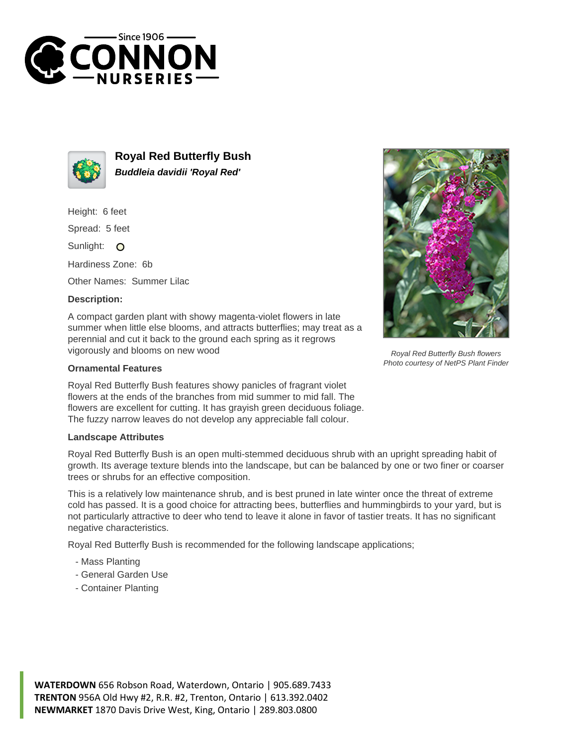# Royal Red Butterfly Bush

***Buddleia davidii 'Royal Red'***

Height: 6 feet

Spread: 5 feet

Sunlight: O

Hardiness Zone: 6b

Other Names: Summer Lilac

**Description:**

A compact garden plant with showy magenta-violet flowers in late summer when little else blooms, and attracts butterflies; may treat as a perennial and cut it back to the ground each spring as it regrows vigorously and blooms on new wood

*Royal Red Butterfly Bush flowers*
*Photo courtesy of NetPS Plant Finder*

### Ornamental Features

Royal Red Butterfly Bush features showy panicles of fragrant violet flowers at the ends of the branches from mid summer to mid fall. The flowers are excellent for cutting. It has grayish green deciduous foliage. The fuzzy narrow leaves do not develop any appreciable fall colour.

### Landscape Attributes

Royal Red Butterfly Bush is an open multi-stemmed deciduous shrub with an upright spreading habit of growth. Its average texture blends into the landscape, but can be balanced by one or two finer or coarser trees or shrubs for an effective composition.

This is a relatively low maintenance shrub, and is best pruned in late winter once the threat of extreme cold has passed. It is a good choice for attracting bees, butterflies and hummingbirds to your yard, but is not particularly attractive to deer who tend to leave it alone in favor of tastier treats. It has no significant negative characteristics.

Royal Red Butterfly Bush is recommended for the following landscape applications;

- Mass Planting
- General Garden Use
- Container Planting

**WATERDOWN** 656 Robson Road, Waterdown, Ontario | 905.689.7433
**TRENTON** 956A Old Hwy #2, R.R. #2, Trenton, Ontario | 613.392.0402
**NEWMARKET** 1870 Davis Drive West, King, Ontario | 289.803.0800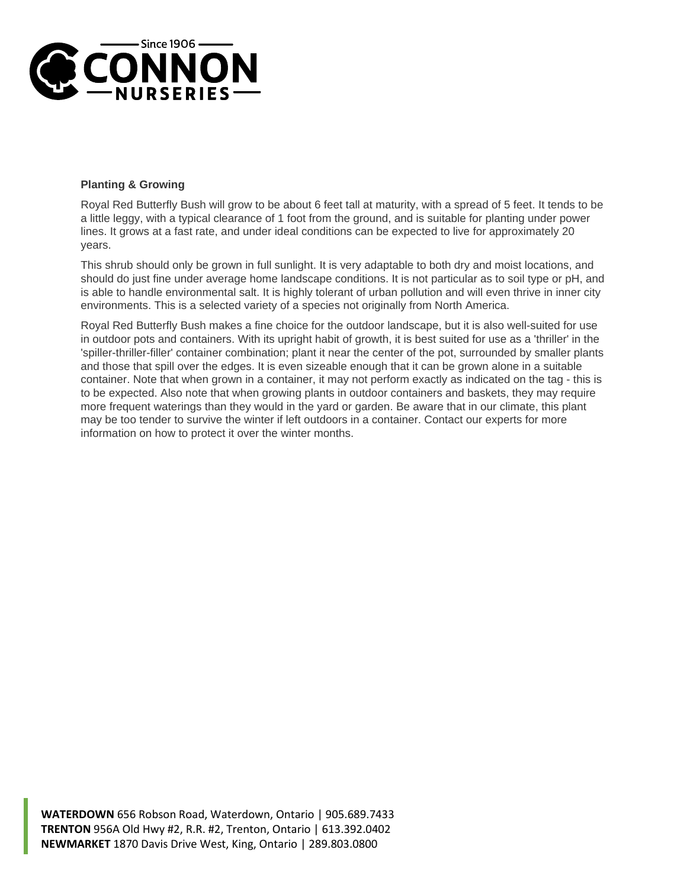## Planting & Growing

Royal Red Butterfly Bush will grow to be about 6 feet tall at maturity, with a spread of 5 feet. It tends to be a little leggy, with a typical clearance of 1 foot from the ground, and is suitable for planting under power lines. It grows at a fast rate, and under ideal conditions can be expected to live for approximately 20 years.

This shrub should only be grown in full sunlight. It is very adaptable to both dry and moist locations, and should do just fine under average home landscape conditions. It is not particular as to soil type or pH, and is able to handle environmental salt. It is highly tolerant of urban pollution and will even thrive in inner city environments. This is a selected variety of a species not originally from North America.

Royal Red Butterfly Bush makes a fine choice for the outdoor landscape, but it is also well-suited for use in outdoor pots and containers. With its upright habit of growth, it is best suited for use as a 'thriller' in the 'spiller-thriller-filler' container combination; plant it near the center of the pot, surrounded by smaller plants and those that spill over the edges. It is even sizeable enough that it can be grown alone in a suitable container. Note that when grown in a container, it may not perform exactly as indicated on the tag - this is to be expected. Also note that when growing plants in outdoor containers and baskets, they may require more frequent waterings than they would in the yard or garden. Be aware that in our climate, this plant may be too tender to survive the winter if left outdoors in a container. Contact our experts for more information on how to protect it over the winter months.